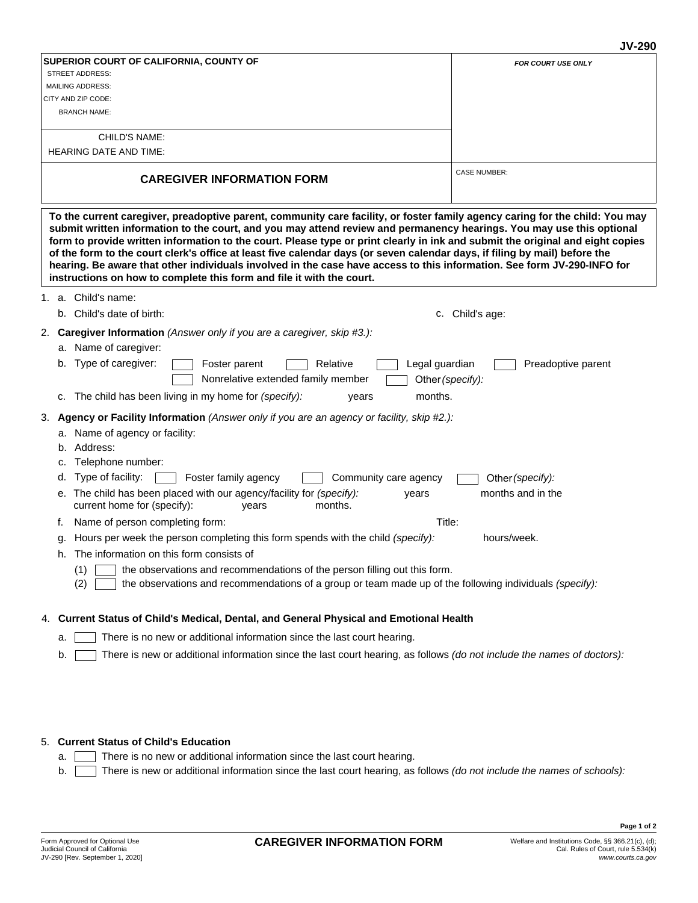JV-290

**SUPERIOR COURT OF CALIFORNIA, COUNTY OF**
STREET ADDRESS:
MAILING ADDRESS:
CITY AND ZIP CODE:
BRANCH NAME:

CHILD'S NAME:
HEARING DATE AND TIME:

*FOR COURT USE ONLY*

# CAREGIVER INFORMATION FORM

CASE NUMBER:

**To the current caregiver, preadoptive parent, community care facility, or foster family agency caring for the child: You may submit written information to the court, and you may attend review and permanency hearings. You may use this optional form to provide written information to the court. Please type or print clearly in ink and submit the original and eight copies of the form to the court clerk's office at least five calendar days (or seven calendar days, if filing by mail) before the hearing. Be aware that other individuals involved in the case have access to this information. See form JV-290-INFO for instructions on how to complete this form and file it with the court.**

1. a. Child's name:
   b. Child's date of birth: c. Child's age:

2. **Caregiver Information** *(Answer only if you are a caregiver, skip #3.):*
   a. Name of caregiver:
   b. Type of caregiver: ☐ Foster parent ☐ Relative ☐ Legal guardian ☐ Preadoptive parent ☐ Nonrelative extended family member ☐ Other *(specify):*
   c. The child has been living in my home for *(specify):* years months.

3. **Agency or Facility Information** *(Answer only if you are an agency or facility, skip #2.):*
   a. Name of agency or facility:
   b. Address:
   c. Telephone number:
   d. Type of facility: ☐ Foster family agency ☐ Community care agency ☐ Other *(specify):*
   e. The child has been placed with our agency/facility for *(specify):* years months and in the current home for (specify): years months.
   f. Name of person completing form: Title:
   g. Hours per week the person completing this form spends with the child *(specify):* hours/week.
   h. The information on this form consists of
      (1) ☐ the observations and recommendations of the person filling out this form.
      (2) ☐ the observations and recommendations of a group or team made up of the following individuals *(specify):*

4. **Current Status of Child's Medical, Dental, and General Physical and Emotional Health**
   a. ☐ There is no new or additional information since the last court hearing.
   b. ☐ There is new or additional information since the last court hearing, as follows *(do not include the names of doctors):*

5. **Current Status of Child's Education**
   a. ☐ There is no new or additional information since the last court hearing.
   b. ☐ There is new or additional information since the last court hearing, as follows *(do not include the names of schools):*

Form Approved for Optional Use
Judicial Council of California
JV-290 [Rev. September 1, 2020]

**CAREGIVER INFORMATION FORM**

Welfare and Institutions Code, §§ 366.21(c), (d);
Cal. Rules of Court, rule 5.534(k)
*www.courts.ca.gov*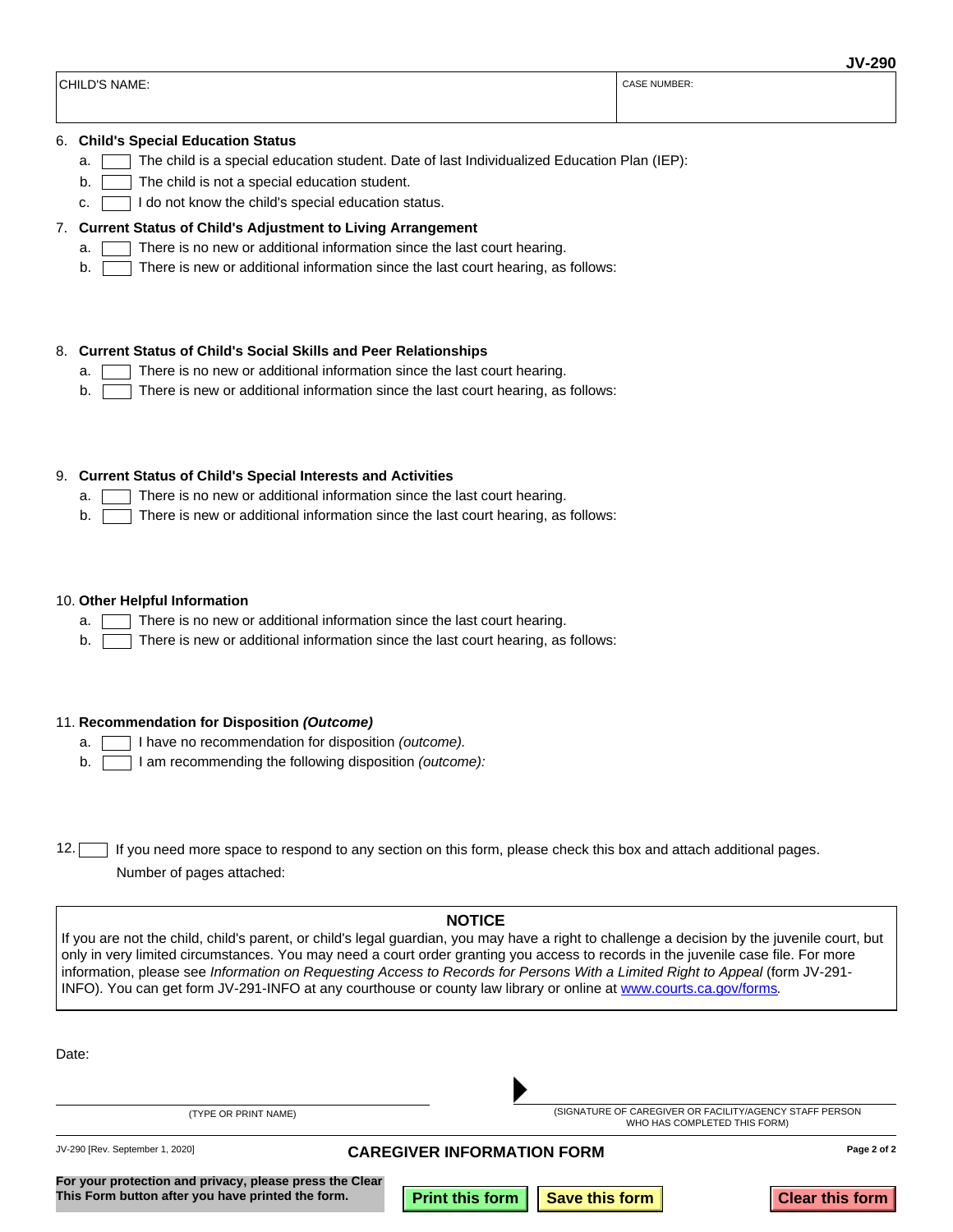CHILD'S NAME: | CASE NUMBER:

6. **Child's Special Education Status**
   - a. ☐ The child is a special education student. Date of last Individualized Education Plan (IEP):
   - b. ☐ The child is not a special education student.
   - c. ☐ I do not know the child's special education status.

7. **Current Status of Child's Adjustment to Living Arrangement**
   - a. ☐ There is no new or additional information since the last court hearing.
   - b. ☐ There is new or additional information since the last court hearing, as follows:

8. **Current Status of Child's Social Skills and Peer Relationships**
   - a. ☐ There is no new or additional information since the last court hearing.
   - b. ☐ There is new or additional information since the last court hearing, as follows:

9. **Current Status of Child's Special Interests and Activities**
   - a. ☐ There is no new or additional information since the last court hearing.
   - b. ☐ There is new or additional information since the last court hearing, as follows:

10. **Other Helpful Information**
    - a. ☐ There is no new or additional information since the last court hearing.
    - b. ☐ There is new or additional information since the last court hearing, as follows:

11. **Recommendation for Disposition *(Outcome)***
    - a. ☐ I have no recommendation for disposition *(outcome).*
    - b. ☐ I am recommending the following disposition *(outcome):*

12. ☐ If you need more space to respond to any section on this form, please check this box and attach additional pages.
    Number of pages attached:

**NOTICE**

If you are not the child, child's parent, or child's legal guardian, you may have a right to challenge a decision by the juvenile court, but only in very limited circumstances. You may need a court order granting you access to records in the juvenile case file. For more information, please see *Information on Requesting Access to Records for Persons With a Limited Right to Appeal* (form JV-291-INFO). You can get form JV-291-INFO at any courthouse or county law library or online at www.courts.ca.gov/forms.

Date:

(TYPE OR PRINT NAME) | (SIGNATURE OF CAREGIVER OR FACILITY/AGENCY STAFF PERSON WHO HAS COMPLETED THIS FORM)

JV-290 [Rev. September 1, 2020] **CAREGIVER INFORMATION FORM**

**For your protection and privacy, please press the Clear This Form button after you have printed the form.**

Print this form | Save this form | Clear this form